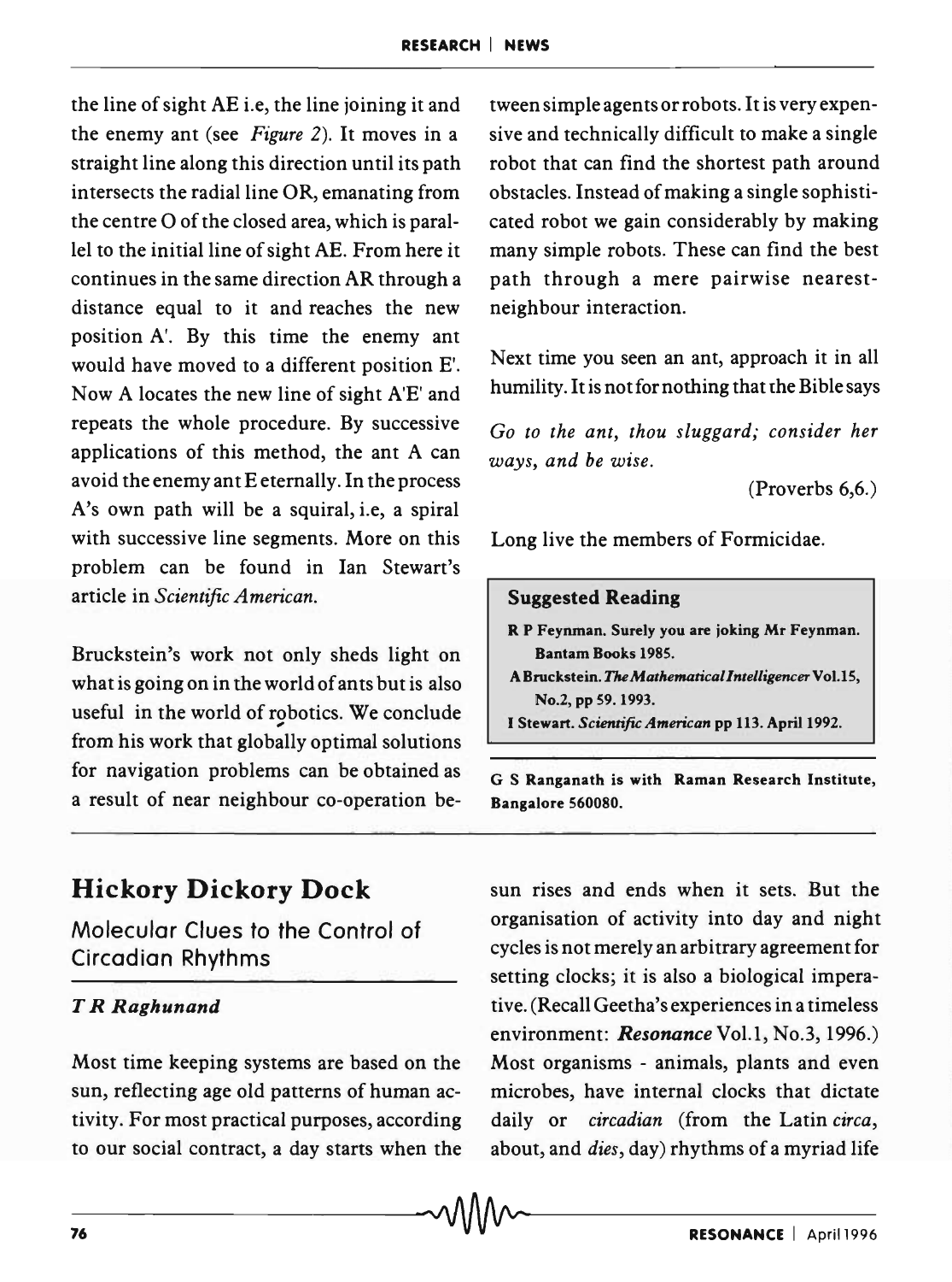the line of sight AE i.e, the line joining it and the enemy ant (see *Figure 2*). It moves in a straight line along this direction until its path intersects the radial line OR, emanating from the centre O of the closed area, which is parallel to the initial line of sight AE. From here it continues in the same direction AR through a distance equal to it and reaches the new position A'. By this time the enemy ant would have moved to a different position E'. Now A locates the new line of sight A'E' and repeats the whole procedure. By successive applications of this method, the ant A can avoid the enemy ant E eternally. In the process A's own path will be a squiral, i.e, a spiral with successive line segments. More on this problem can be found in Ian Stewart's article in *Scientific American*.

Bruckstein's work not only sheds light on what is going on in the world of ants but is also useful in the world of robotics. We conclude from his work that globally optimal solutions for navigation problems can be obtained as a result of near neighbour co-operation between simple agents or robots. It is very expensive and technically difficult to make a single robot that can find the shortest path around obstacles. Instead of making a single sophisticated robot we gain considerably by making many simple robots. These can find the best path through a mere pairwise nearest-neighbour interaction.

Next time you seen an ant, approach it in all humility. It is not for nothing that the Bible says

*Go to the ant, thou sluggard; consider her ways, and be wise.*

(Proverbs 6,6.)

Long live the members of Formicidae.

**Suggested Reading**

- **R P Feynman. Surely you are joking Mr Feynman. Bantam Books 1985.**
- **A Bruckstein. *The Mathematical Intelligencer* Vol.15, No.2, pp 59. 1993.**
- **I Stewart. *Scientific American* pp 113. April 1992.**

**G S Ranganath is with Raman Research Institute, Bangalore 560080.**

# Hickory Dickory Dock

## Molecular Clues to the Control of Circadian Rhythms

***T R Raghunand***

Most time keeping systems are based on the sun, reflecting age old patterns of human activity. For most practical purposes, according to our social contract, a day starts when the sun rises and ends when it sets. But the organisation of activity into day and night cycles is not merely an arbitrary agreement for setting clocks; it is also a biological imperative. (Recall Geetha's experiences in a timeless environment: ***Resonance*** Vol.1, No.3, 1996.) Most organisms - animals, plants and even microbes, have internal clocks that dictate daily or *circadian* (from the Latin *circa*, about, and *dies*, day) rhythms of a myriad life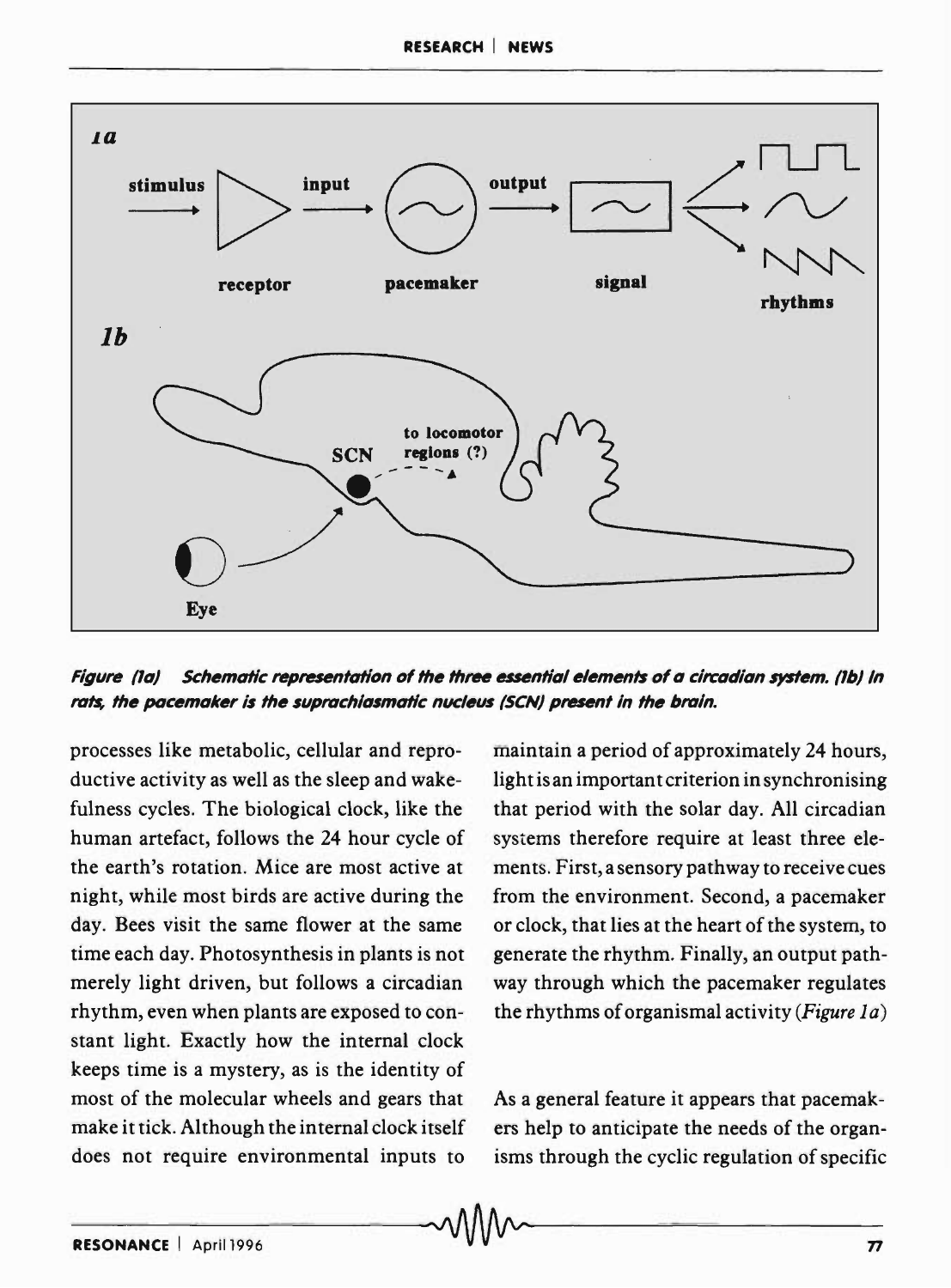*Figure (1a) Schematic representation of the three essential elements of a circadian system. (1b) In rats, the pacemaker is the suprachiasmatic nucleus (SCN) present in the brain.*

processes like metabolic, cellular and reproductive activity as well as the sleep and wakefulness cycles. The biological clock, like the human artefact, follows the 24 hour cycle of the earth's rotation. Mice are most active at night, while most birds are active during the day. Bees visit the same flower at the same time each day. Photosynthesis in plants is not merely light driven, but follows a circadian rhythm, even when plants are exposed to constant light. Exactly how the internal clock keeps time is a mystery, as is the identity of most of the molecular wheels and gears that make it tick. Although the internal clock itself does not require environmental inputs to maintain a period of approximately 24 hours, light is an important criterion in synchronising that period with the solar day. All circadian systems therefore require at least three elements. First, a sensory pathway to receive cues from the environment. Second, a pacemaker or clock, that lies at the heart of the system, to generate the rhythm. Finally, an output pathway through which the pacemaker regulates the rhythms of organismal activity (*Figure 1a*)

As a general feature it appears that pacemakers help to anticipate the needs of the organisms through the cyclic regulation of specific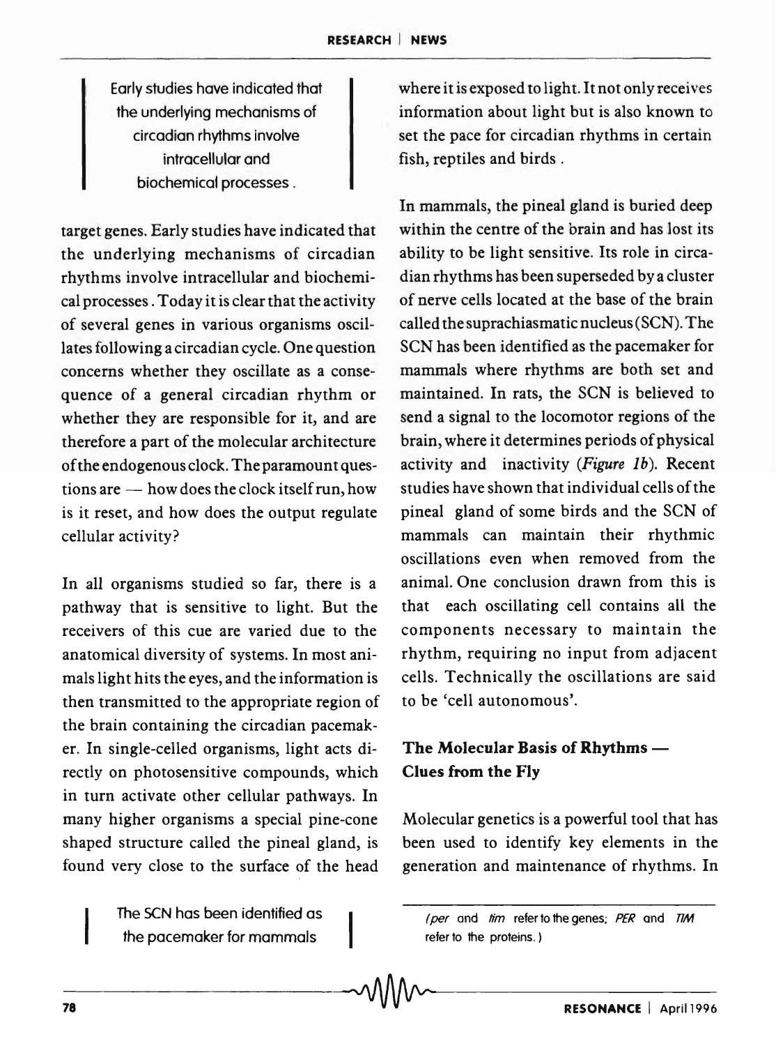> Early studies have indicated that the underlying mechanisms of circadian rhythms involve intracellular and biochemical processes.

target genes. Early studies have indicated that the underlying mechanisms of circadian rhythms involve intracellular and biochemical processes. Today it is clear that the activity of several genes in various organisms oscillates following a circadian cycle. One question concerns whether they oscillate as a consequence of a general circadian rhythm or whether they are responsible for it, and are therefore a part of the molecular architecture of the endogenous clock. The paramount questions are — how does the clock itself run, how is it reset, and how does the output regulate cellular activity?

In all organisms studied so far, there is a pathway that is sensitive to light. But the receivers of this cue are varied due to the anatomical diversity of systems. In most animals light hits the eyes, and the information is then transmitted to the appropriate region of the brain containing the circadian pacemaker. In single-celled organisms, light acts directly on photosensitive compounds, which in turn activate other cellular pathways. In many higher organisms a special pine-cone shaped structure called the pineal gland, is found very close to the surface of the head where it is exposed to light. It not only receives information about light but is also known to set the pace for circadian rhythms in certain fish, reptiles and birds.

> The SCN has been identified as the pacemaker for mammals

In mammals, the pineal gland is buried deep within the centre of the brain and has lost its ability to be light sensitive. Its role in circadian rhythms has been superseded by a cluster of nerve cells located at the base of the brain called the suprachiasmatic nucleus (SCN). The SCN has been identified as the pacemaker for mammals where rhythms are both set and maintained. In rats, the SCN is believed to send a signal to the locomotor regions of the brain, where it determines periods of physical activity and inactivity (*Figure 1b*). Recent studies have shown that individual cells of the pineal gland of some birds and the SCN of mammals can maintain their rhythmic oscillations even when removed from the animal. One conclusion drawn from this is that each oscillating cell contains all the components necessary to maintain the rhythm, requiring no input from adjacent cells. Technically the oscillations are said to be 'cell autonomous'.

## The Molecular Basis of Rhythms — Clues from the Fly

Molecular genetics is a powerful tool that has been used to identify key elements in the generation and maintenance of rhythms. In

(*per* and *tim* refer to the genes; *PER* and *TIM* refer to the proteins.)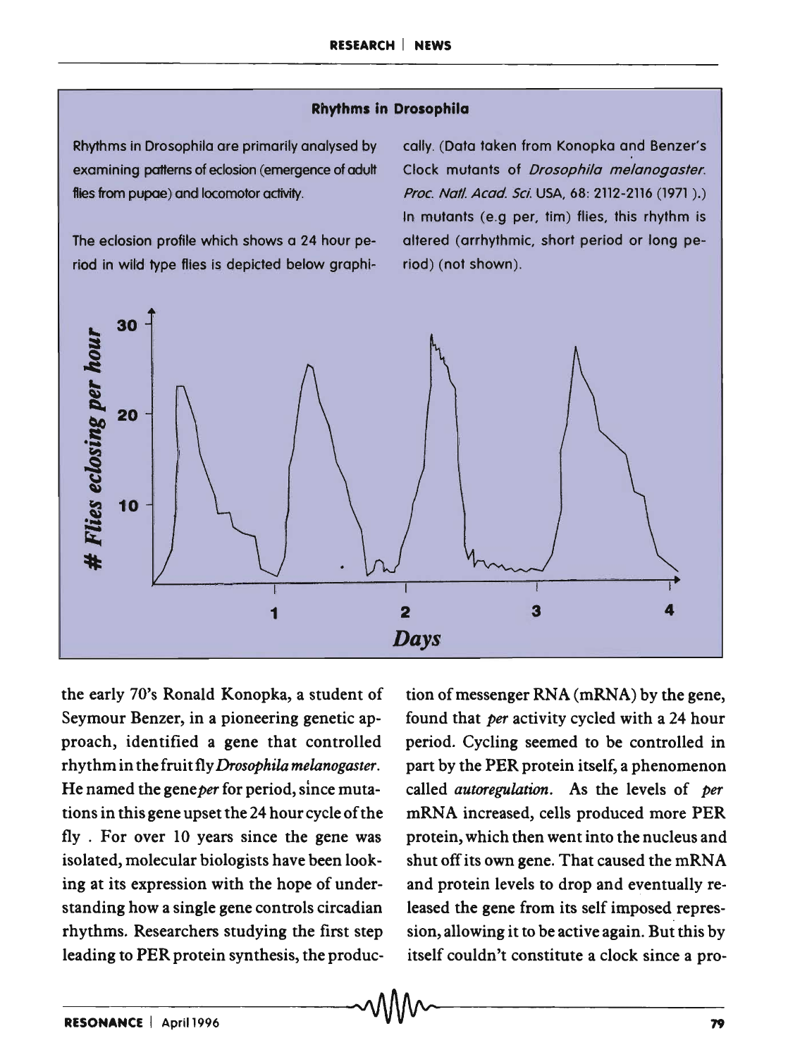### Rhythms in Drosophila

Rhythms in Drosophila are primarily analysed by examining patterns of eclosion (emergence of adult flies from pupae) and locomotor activity.

The eclosion profile which shows a 24 hour period in wild type flies is depicted below graphically. (Data taken from Konopka and Benzer's Clock mutants of *Drosophila melanogaster. Proc. Natl. Acad. Sci.* USA, 68: 2112-2116 (1971).) In mutants (e.g per, tim) flies, this rhythm is altered (arrhythmic, short period or long period) (not shown).

the early 70's Ronald Konopka, a student of Seymour Benzer, in a pioneering genetic approach, identified a gene that controlled rhythm in the fruit fly *Drosophila melanogaster*. He named the gene *per* for period, since mutations in this gene upset the 24 hour cycle of the fly . For over 10 years since the gene was isolated, molecular biologists have been looking at its expression with the hope of understanding how a single gene controls circadian rhythms. Researchers studying the first step leading to PER protein synthesis, the production of messenger RNA (mRNA) by the gene, found that *per* activity cycled with a 24 hour period. Cycling seemed to be controlled in part by the PER protein itself, a phenomenon called *autoregulation*. As the levels of *per* mRNA increased, cells produced more PER protein, which then went into the nucleus and shut off its own gene. That caused the mRNA and protein levels to drop and eventually released the gene from its self imposed repression, allowing it to be active again. But this by itself couldn't constitute a clock since a pro-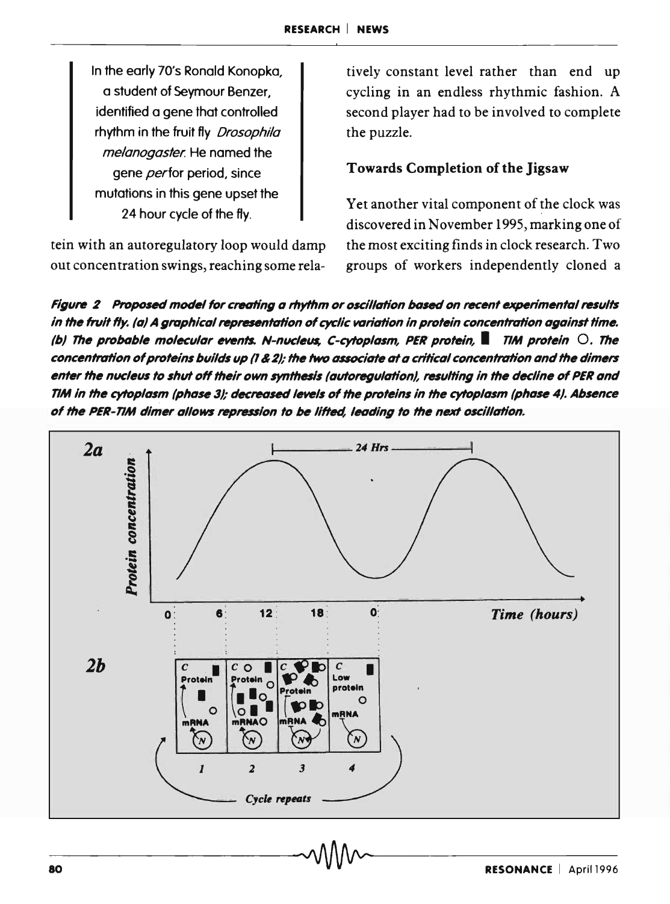In the early 70's Ronald Konopka, a student of Seymour Benzer, identified a gene that controlled rhythm in the fruit fly *Drosophila melanogaster*. He named the gene *per* for period, since mutations in this gene upset the 24 hour cycle of the fly.

tein with an autoregulatory loop would damp out concentration swings, reaching some relatively constant level rather than end up cycling in an endless rhythmic fashion. A second player had to be involved to complete the puzzle.

### Towards Completion of the Jigsaw

Yet another vital component of the clock was discovered in November 1995, marking one of the most exciting finds in clock research. Two groups of workers independently cloned a

***Figure 2 Proposed model for creating a rhythm or oscillation based on recent experimental results in the fruit fly. (a) A graphical representation of cyclic variation in protein concentration against time. (b) The probable molecular events. N-nucleus, C-cytoplasm, PER protein, ▮ TIM protein ○. The concentration of proteins builds up (1 & 2); the two associate at a critical concentration and the dimers enter the nucleus to shut off their own synthesis (autoregulation), resulting in the decline of PER and TIM in the cytoplasm (phase 3); decreased levels of the proteins in the cytoplasm (phase 4). Absence of the PER-TIM dimer allows repression to be lifted, leading to the next oscillation.***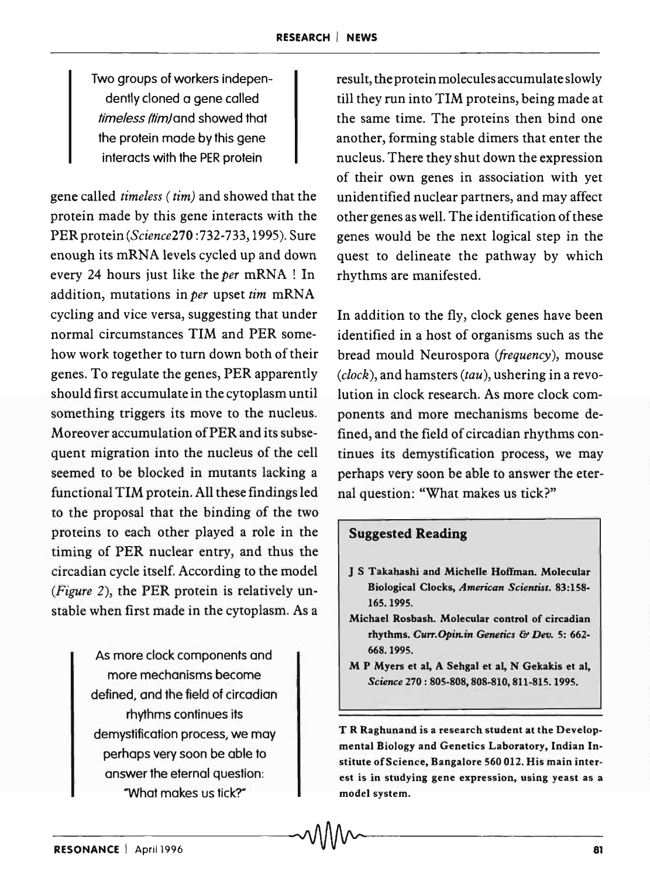gene called *timeless* (*tim*) and showed that the protein made by this gene interacts with the PER protein (*Science* **270**:732-733, 1995). Sure enough its mRNA levels cycled up and down every 24 hours just like the *per* mRNA ! In addition, mutations in *per* upset *tim* mRNA cycling and vice versa, suggesting that under normal circumstances TIM and PER somehow work together to turn down both of their genes. To regulate the genes, PER apparently should first accumulate in the cytoplasm until something triggers its move to the nucleus. Moreover accumulation of PER and its subsequent migration into the nucleus of the cell seemed to be blocked in mutants lacking a functional TIM protein. All these findings led to the proposal that the binding of the two proteins to each other played a role in the timing of PER nuclear entry, and thus the circadian cycle itself. According to the model (*Figure 2*), the PER protein is relatively unstable when first made in the cytoplasm. As a result, the protein molecules accumulate slowly till they run into TIM proteins, being made at the same time. The proteins then bind one another, forming stable dimers that enter the nucleus. There they shut down the expression of their own genes in association with yet unidentified nuclear partners, and may affect other genes as well. The identification of these genes would be the next logical step in the quest to delineate the pathway by which rhythms are manifested.

> Two groups of workers independently cloned a gene called *timeless (tim)* and showed that the protein made by this gene interacts with the PER protein

In addition to the fly, clock genes have been identified in a host of organisms such as the bread mould Neurospora (*frequency*), mouse (*clock*), and hamsters (*tau*), ushering in a revolution in clock research. As more clock components and more mechanisms become defined, and the field of circadian rhythms continues its demystification process, we may perhaps very soon be able to answer the eternal question: "What makes us tick?"

> As more clock components and more mechanisms become defined, and the field of circadian rhythms continues its demystification process, we may perhaps very soon be able to answer the eternal question: "What makes us tick?"

## Suggested Reading

- **J S Takahashi and Michelle Hoffman. Molecular Biological Clocks, *American Scientist*. 83:158-165. 1995.**
- **Michael Rosbash. Molecular control of circadian rhythms. *Curr.Opin.in Genetics & Dev.* 5: 662-668. 1995.**
- **M P Myers et al, A Sehgal et al, N Gekakis et al, *Science* 270 : 805-808, 808-810, 811-815. 1995.**

**T R Raghunand is a research student at the Developmental Biology and Genetics Laboratory, Indian Institute of Science, Bangalore 560 012. His main interest is in studying gene expression, using yeast as a model system.**